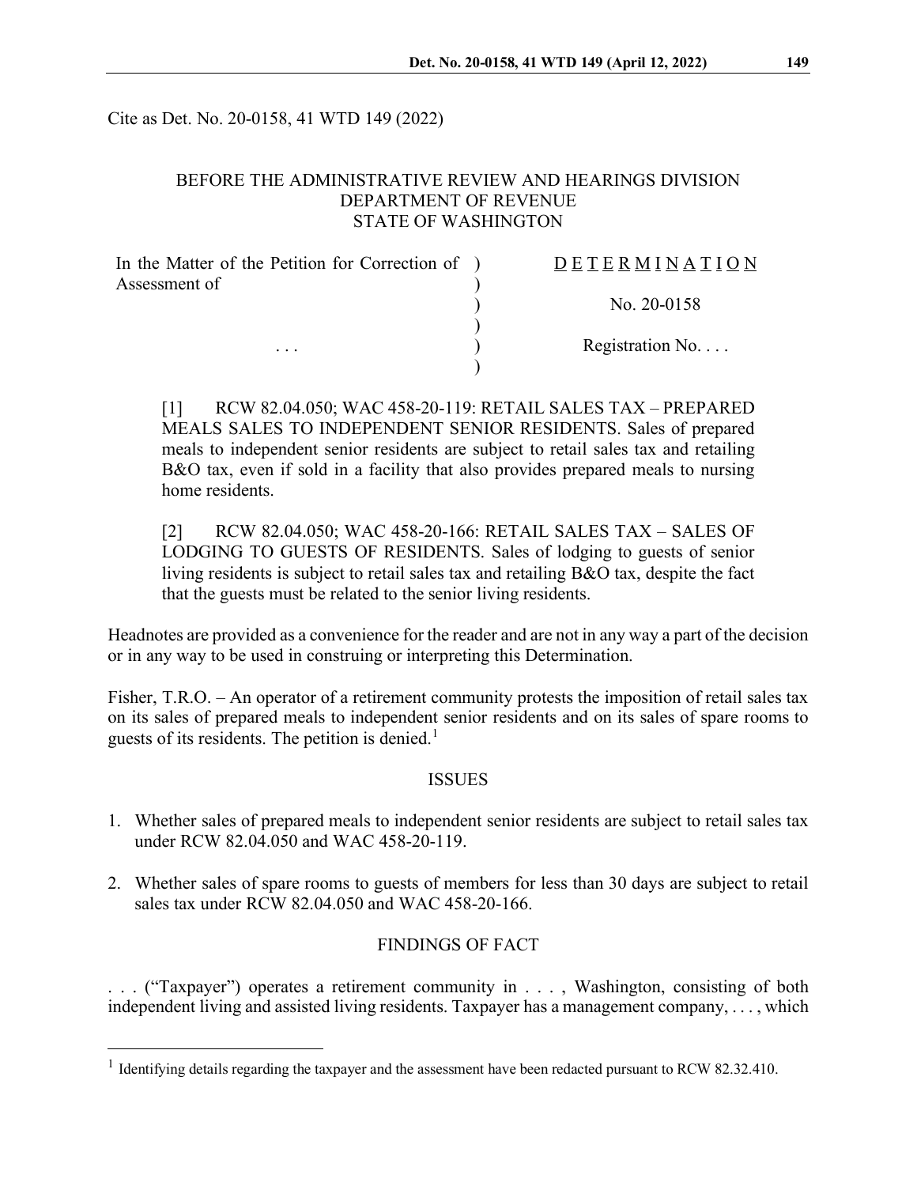Cite as Det. No. 20-0158, 41 WTD 149 (2022)

BEFORE THE ADMINISTRATIVE REVIEW AND HEARINGS DIVISION
DEPARTMENT OF REVENUE
STATE OF WASHINGTON

| In the Matter of the Petition for Correction of Assessment of | ) | DETERMINATION |
|---|---|---|
| | ) | No. 20-0158 |
| . . . | ) | Registration No. . . . |

[1] RCW 82.04.050; WAC 458-20-119: RETAIL SALES TAX – PREPARED MEALS SALES TO INDEPENDENT SENIOR RESIDENTS. Sales of prepared meals to independent senior residents are subject to retail sales tax and retailing B&O tax, even if sold in a facility that also provides prepared meals to nursing home residents.

[2] RCW 82.04.050; WAC 458-20-166: RETAIL SALES TAX – SALES OF LODGING TO GUESTS OF RESIDENTS. Sales of lodging to guests of senior living residents is subject to retail sales tax and retailing B&O tax, despite the fact that the guests must be related to the senior living residents.

Headnotes are provided as a convenience for the reader and are not in any way a part of the decision or in any way to be used in construing or interpreting this Determination.

Fisher, T.R.O. – An operator of a retirement community protests the imposition of retail sales tax on its sales of prepared meals to independent senior residents and on its sales of spare rooms to guests of its residents. The petition is denied.[1]

## ISSUES

1. Whether sales of prepared meals to independent senior residents are subject to retail sales tax under RCW 82.04.050 and WAC 458-20-119.
2. Whether sales of spare rooms to guests of members for less than 30 days are subject to retail sales tax under RCW 82.04.050 and WAC 458-20-166.

## FINDINGS OF FACT

. . . ("Taxpayer") operates a retirement community in . . . , Washington, consisting of both independent living and assisted living residents. Taxpayer has a management company, . . . , which

[1] Identifying details regarding the taxpayer and the assessment have been redacted pursuant to RCW 82.32.410.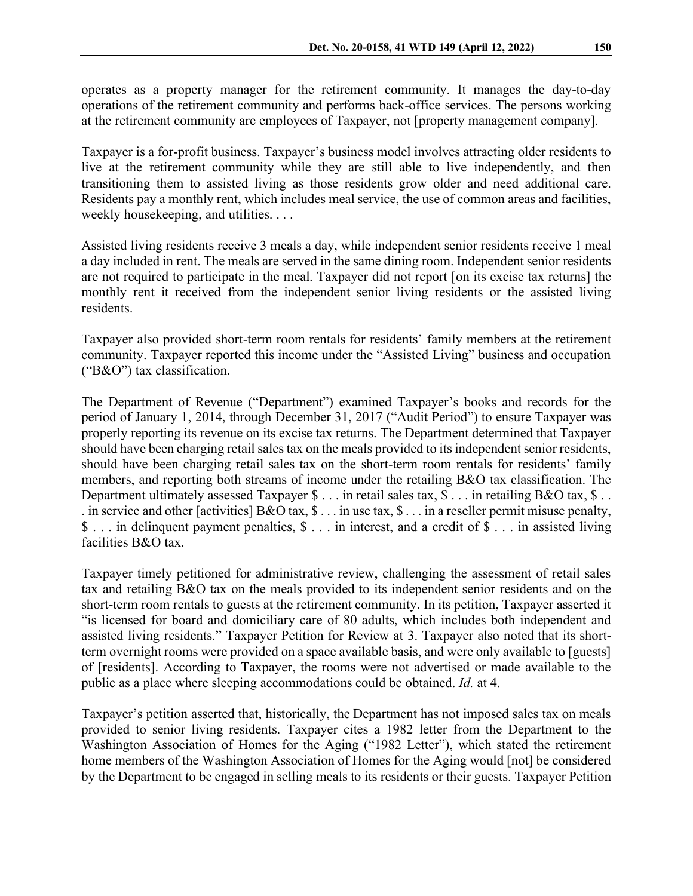operates as a property manager for the retirement community. It manages the day-to-day operations of the retirement community and performs back-office services. The persons working at the retirement community are employees of Taxpayer, not [property management company].

Taxpayer is a for-profit business. Taxpayer's business model involves attracting older residents to live at the retirement community while they are still able to live independently, and then transitioning them to assisted living as those residents grow older and need additional care. Residents pay a monthly rent, which includes meal service, the use of common areas and facilities, weekly housekeeping, and utilities. . . .

Assisted living residents receive 3 meals a day, while independent senior residents receive 1 meal a day included in rent. The meals are served in the same dining room. Independent senior residents are not required to participate in the meal. Taxpayer did not report [on its excise tax returns] the monthly rent it received from the independent senior living residents or the assisted living residents.

Taxpayer also provided short-term room rentals for residents' family members at the retirement community. Taxpayer reported this income under the "Assisted Living" business and occupation ("B&O") tax classification.

The Department of Revenue ("Department") examined Taxpayer's books and records for the period of January 1, 2014, through December 31, 2017 ("Audit Period") to ensure Taxpayer was properly reporting its revenue on its excise tax returns. The Department determined that Taxpayer should have been charging retail sales tax on the meals provided to its independent senior residents, should have been charging retail sales tax on the short-term room rentals for residents' family members, and reporting both streams of income under the retailing B&O tax classification. The Department ultimately assessed Taxpayer $ . . . in retail sales tax, $ . . . in retailing B&O tax, $ . . . in service and other [activities] B&O tax, $ . . . in use tax, $ . . . in a reseller permit misuse penalty, $ . . . in delinquent payment penalties, $ . . . in interest, and a credit of $ . . . in assisted living facilities B&O tax.

Taxpayer timely petitioned for administrative review, challenging the assessment of retail sales tax and retailing B&O tax on the meals provided to its independent senior residents and on the short-term room rentals to guests at the retirement community. In its petition, Taxpayer asserted it "is licensed for board and domiciliary care of 80 adults, which includes both independent and assisted living residents." Taxpayer Petition for Review at 3. Taxpayer also noted that its short-term overnight rooms were provided on a space available basis, and were only available to [guests] of [residents]. According to Taxpayer, the rooms were not advertised or made available to the public as a place where sleeping accommodations could be obtained. *Id.* at 4.

Taxpayer's petition asserted that, historically, the Department has not imposed sales tax on meals provided to senior living residents. Taxpayer cites a 1982 letter from the Department to the Washington Association of Homes for the Aging ("1982 Letter"), which stated the retirement home members of the Washington Association of Homes for the Aging would [not] be considered by the Department to be engaged in selling meals to its residents or their guests. Taxpayer Petition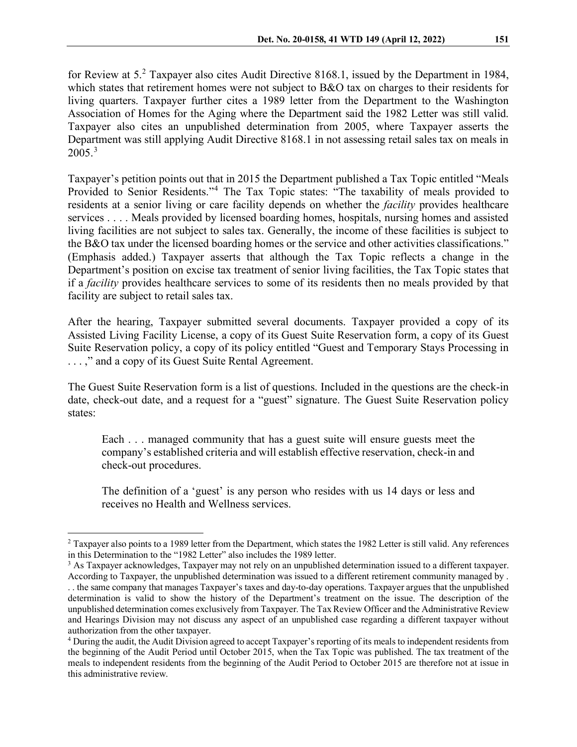for Review at 5.[2] Taxpayer also cites Audit Directive 8168.1, issued by the Department in 1984, which states that retirement homes were not subject to B&O tax on charges to their residents for living quarters. Taxpayer further cites a 1989 letter from the Department to the Washington Association of Homes for the Aging where the Department said the 1982 Letter was still valid. Taxpayer also cites an unpublished determination from 2005, where Taxpayer asserts the Department was still applying Audit Directive 8168.1 in not assessing retail sales tax on meals in 2005.[3]

Taxpayer's petition points out that in 2015 the Department published a Tax Topic entitled "Meals Provided to Senior Residents."[4] The Tax Topic states: "The taxability of meals provided to residents at a senior living or care facility depends on whether the *facility* provides healthcare services . . . . Meals provided by licensed boarding homes, hospitals, nursing homes and assisted living facilities are not subject to sales tax. Generally, the income of these facilities is subject to the B&O tax under the licensed boarding homes or the service and other activities classifications." (Emphasis added.) Taxpayer asserts that although the Tax Topic reflects a change in the Department's position on excise tax treatment of senior living facilities, the Tax Topic states that if a *facility* provides healthcare services to some of its residents then no meals provided by that facility are subject to retail sales tax.

After the hearing, Taxpayer submitted several documents. Taxpayer provided a copy of its Assisted Living Facility License, a copy of its Guest Suite Reservation form, a copy of its Guest Suite Reservation policy, a copy of its policy entitled "Guest and Temporary Stays Processing in . . . ," and a copy of its Guest Suite Rental Agreement.

The Guest Suite Reservation form is a list of questions. Included in the questions are the check-in date, check-out date, and a request for a "guest" signature. The Guest Suite Reservation policy states:

> Each . . . managed community that has a guest suite will ensure guests meet the company's established criteria and will establish effective reservation, check-in and check-out procedures.
>
> The definition of a 'guest' is any person who resides with us 14 days or less and receives no Health and Wellness services.

---

[2] Taxpayer also points to a 1989 letter from the Department, which states the 1982 Letter is still valid. Any references in this Determination to the "1982 Letter" also includes the 1989 letter.

[3] As Taxpayer acknowledges, Taxpayer may not rely on an unpublished determination issued to a different taxpayer. According to Taxpayer, the unpublished determination was issued to a different retirement community managed by . . . the same company that manages Taxpayer's taxes and day-to-day operations. Taxpayer argues that the unpublished determination is valid to show the history of the Department's treatment on the issue. The description of the unpublished determination comes exclusively from Taxpayer. The Tax Review Officer and the Administrative Review and Hearings Division may not discuss any aspect of an unpublished case regarding a different taxpayer without authorization from the other taxpayer.

[4] During the audit, the Audit Division agreed to accept Taxpayer's reporting of its meals to independent residents from the beginning of the Audit Period until October 2015, when the Tax Topic was published. The tax treatment of the meals to independent residents from the beginning of the Audit Period to October 2015 are therefore not at issue in this administrative review.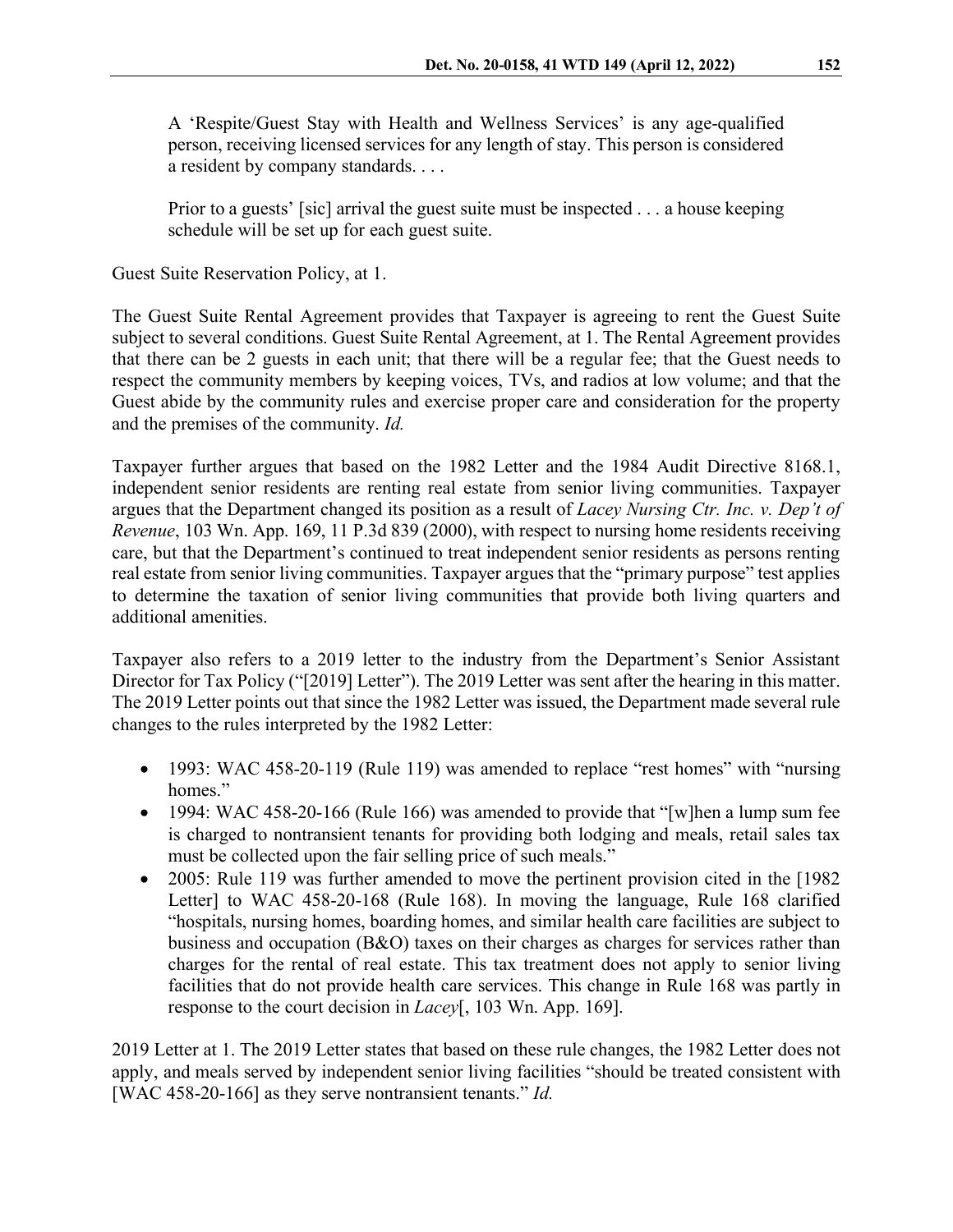> A 'Respite/Guest Stay with Health and Wellness Services' is any age-qualified person, receiving licensed services for any length of stay. This person is considered a resident by company standards. . . .
>
> Prior to a guests' [sic] arrival the guest suite must be inspected . . . a house keeping schedule will be set up for each guest suite.

Guest Suite Reservation Policy, at 1.

The Guest Suite Rental Agreement provides that Taxpayer is agreeing to rent the Guest Suite subject to several conditions. Guest Suite Rental Agreement, at 1. The Rental Agreement provides that there can be 2 guests in each unit; that there will be a regular fee; that the Guest needs to respect the community members by keeping voices, TVs, and radios at low volume; and that the Guest abide by the community rules and exercise proper care and consideration for the property and the premises of the community. *Id.*

Taxpayer further argues that based on the 1982 Letter and the 1984 Audit Directive 8168.1, independent senior residents are renting real estate from senior living communities. Taxpayer argues that the Department changed its position as a result of *Lacey Nursing Ctr. Inc. v. Dep't of Revenue*, 103 Wn. App. 169, 11 P.3d 839 (2000), with respect to nursing home residents receiving care, but that the Department's continued to treat independent senior residents as persons renting real estate from senior living communities. Taxpayer argues that the "primary purpose" test applies to determine the taxation of senior living communities that provide both living quarters and additional amenities.

Taxpayer also refers to a 2019 letter to the industry from the Department's Senior Assistant Director for Tax Policy ("[2019] Letter"). The 2019 Letter was sent after the hearing in this matter. The 2019 Letter points out that since the 1982 Letter was issued, the Department made several rule changes to the rules interpreted by the 1982 Letter:

- 1993: WAC 458-20-119 (Rule 119) was amended to replace "rest homes" with "nursing homes."
- 1994: WAC 458-20-166 (Rule 166) was amended to provide that "[w]hen a lump sum fee is charged to nontransient tenants for providing both lodging and meals, retail sales tax must be collected upon the fair selling price of such meals."
- 2005: Rule 119 was further amended to move the pertinent provision cited in the [1982 Letter] to WAC 458-20-168 (Rule 168). In moving the language, Rule 168 clarified "hospitals, nursing homes, boarding homes, and similar health care facilities are subject to business and occupation (B&O) taxes on their charges as charges for services rather than charges for the rental of real estate. This tax treatment does not apply to senior living facilities that do not provide health care services. This change in Rule 168 was partly in response to the court decision in *Lacey*[, 103 Wn. App. 169].

2019 Letter at 1. The 2019 Letter states that based on these rule changes, the 1982 Letter does not apply, and meals served by independent senior living facilities "should be treated consistent with [WAC 458-20-166] as they serve nontransient tenants." *Id.*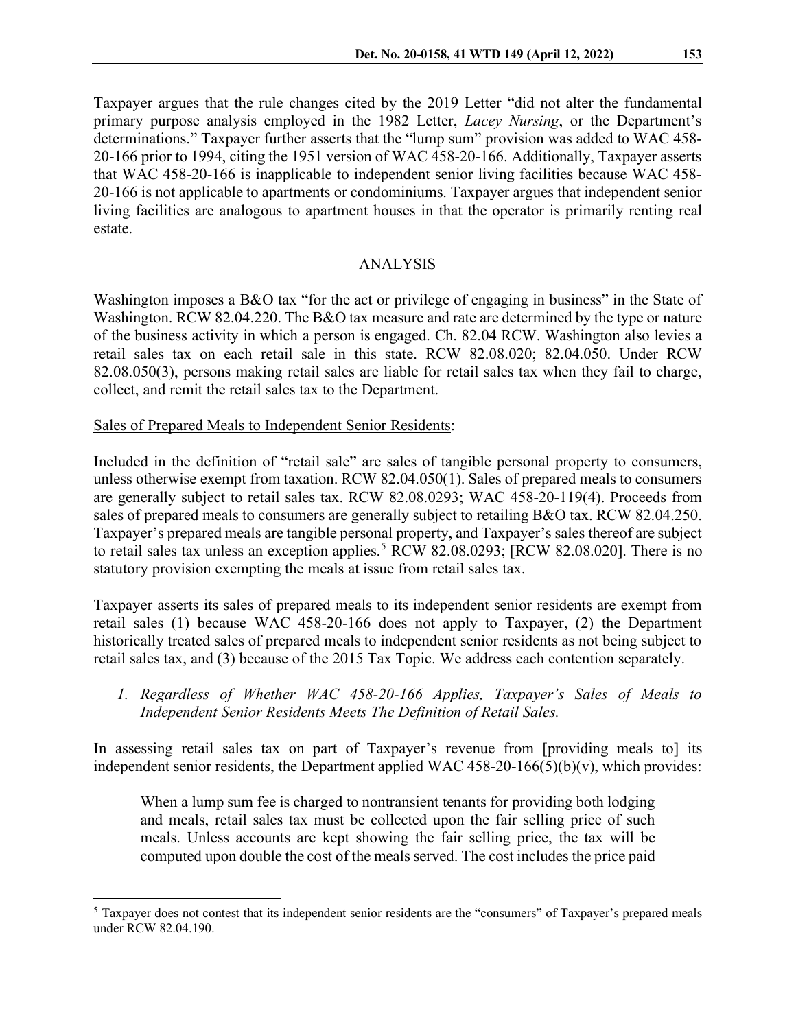Taxpayer argues that the rule changes cited by the 2019 Letter "did not alter the fundamental primary purpose analysis employed in the 1982 Letter, *Lacey Nursing*, or the Department's determinations." Taxpayer further asserts that the "lump sum" provision was added to WAC 458-20-166 prior to 1994, citing the 1951 version of WAC 458-20-166. Additionally, Taxpayer asserts that WAC 458-20-166 is inapplicable to independent senior living facilities because WAC 458-20-166 is not applicable to apartments or condominiums. Taxpayer argues that independent senior living facilities are analogous to apartment houses in that the operator is primarily renting real estate.

## ANALYSIS

Washington imposes a B&O tax "for the act or privilege of engaging in business" in the State of Washington. RCW 82.04.220. The B&O tax measure and rate are determined by the type or nature of the business activity in which a person is engaged. Ch. 82.04 RCW. Washington also levies a retail sales tax on each retail sale in this state. RCW 82.08.020; 82.04.050. Under RCW 82.08.050(3), persons making retail sales are liable for retail sales tax when they fail to charge, collect, and remit the retail sales tax to the Department.

Sales of Prepared Meals to Independent Senior Residents:

Included in the definition of "retail sale" are sales of tangible personal property to consumers, unless otherwise exempt from taxation. RCW 82.04.050(1). Sales of prepared meals to consumers are generally subject to retail sales tax. RCW 82.08.0293; WAC 458-20-119(4). Proceeds from sales of prepared meals to consumers are generally subject to retailing B&O tax. RCW 82.04.250. Taxpayer's prepared meals are tangible personal property, and Taxpayer's sales thereof are subject to retail sales tax unless an exception applies.[5] RCW 82.08.0293; [RCW 82.08.020]. There is no statutory provision exempting the meals at issue from retail sales tax.

Taxpayer asserts its sales of prepared meals to its independent senior residents are exempt from retail sales (1) because WAC 458-20-166 does not apply to Taxpayer, (2) the Department historically treated sales of prepared meals to independent senior residents as not being subject to retail sales tax, and (3) because of the 2015 Tax Topic. We address each contention separately.

*1. Regardless of Whether WAC 458-20-166 Applies, Taxpayer's Sales of Meals to Independent Senior Residents Meets The Definition of Retail Sales.*

In assessing retail sales tax on part of Taxpayer's revenue from [providing meals to] its independent senior residents, the Department applied WAC 458-20-166(5)(b)(v), which provides:

> When a lump sum fee is charged to nontransient tenants for providing both lodging and meals, retail sales tax must be collected upon the fair selling price of such meals. Unless accounts are kept showing the fair selling price, the tax will be computed upon double the cost of the meals served. The cost includes the price paid

---

[5] Taxpayer does not contest that its independent senior residents are the "consumers" of Taxpayer's prepared meals under RCW 82.04.190.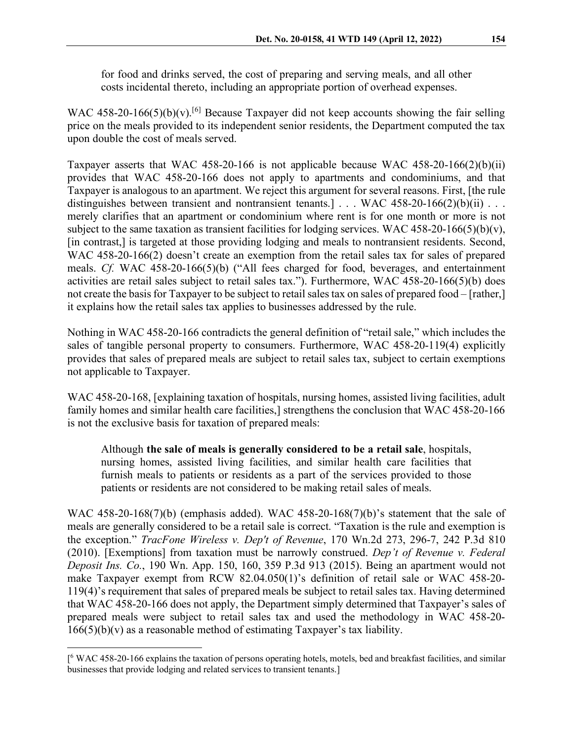> for food and drinks served, the cost of preparing and serving meals, and all other costs incidental thereto, including an appropriate portion of overhead expenses.

WAC 458-20-166(5)(b)(v).[6] Because Taxpayer did not keep accounts showing the fair selling price on the meals provided to its independent senior residents, the Department computed the tax upon double the cost of meals served.

Taxpayer asserts that WAC 458-20-166 is not applicable because WAC 458-20-166(2)(b)(ii) provides that WAC 458-20-166 does not apply to apartments and condominiums, and that Taxpayer is analogous to an apartment. We reject this argument for several reasons. First, [the rule distinguishes between transient and nontransient tenants.] . . . WAC 458-20-166(2)(b)(ii) . . . merely clarifies that an apartment or condominium where rent is for one month or more is not subject to the same taxation as transient facilities for lodging services. WAC 458-20-166(5)(b)(v), [in contrast,] is targeted at those providing lodging and meals to nontransient residents. Second, WAC 458-20-166(2) doesn't create an exemption from the retail sales tax for sales of prepared meals. *Cf.* WAC 458-20-166(5)(b) ("All fees charged for food, beverages, and entertainment activities are retail sales subject to retail sales tax."). Furthermore, WAC 458-20-166(5)(b) does not create the basis for Taxpayer to be subject to retail sales tax on sales of prepared food – [rather,] it explains how the retail sales tax applies to businesses addressed by the rule.

Nothing in WAC 458-20-166 contradicts the general definition of "retail sale," which includes the sales of tangible personal property to consumers. Furthermore, WAC 458-20-119(4) explicitly provides that sales of prepared meals are subject to retail sales tax, subject to certain exemptions not applicable to Taxpayer.

WAC 458-20-168, [explaining taxation of hospitals, nursing homes, assisted living facilities, adult family homes and similar health care facilities,] strengthens the conclusion that WAC 458-20-166 is not the exclusive basis for taxation of prepared meals:

> Although **the sale of meals is generally considered to be a retail sale**, hospitals, nursing homes, assisted living facilities, and similar health care facilities that furnish meals to patients or residents as a part of the services provided to those patients or residents are not considered to be making retail sales of meals.

WAC 458-20-168(7)(b) (emphasis added). WAC 458-20-168(7)(b)'s statement that the sale of meals are generally considered to be a retail sale is correct. "Taxation is the rule and exemption is the exception." *TracFone Wireless v. Dep't of Revenue*, 170 Wn.2d 273, 296-7, 242 P.3d 810 (2010). [Exemptions] from taxation must be narrowly construed. *Dep't of Revenue v. Federal Deposit Ins. Co.*, 190 Wn. App. 150, 160, 359 P.3d 913 (2015). Being an apartment would not make Taxpayer exempt from RCW 82.04.050(1)'s definition of retail sale or WAC 458-20-119(4)'s requirement that sales of prepared meals be subject to retail sales tax. Having determined that WAC 458-20-166 does not apply, the Department simply determined that Taxpayer's sales of prepared meals were subject to retail sales tax and used the methodology in WAC 458-20-166(5)(b)(v) as a reasonable method of estimating Taxpayer's tax liability.

---

[[6] WAC 458-20-166 explains the taxation of persons operating hotels, motels, bed and breakfast facilities, and similar businesses that provide lodging and related services to transient tenants.]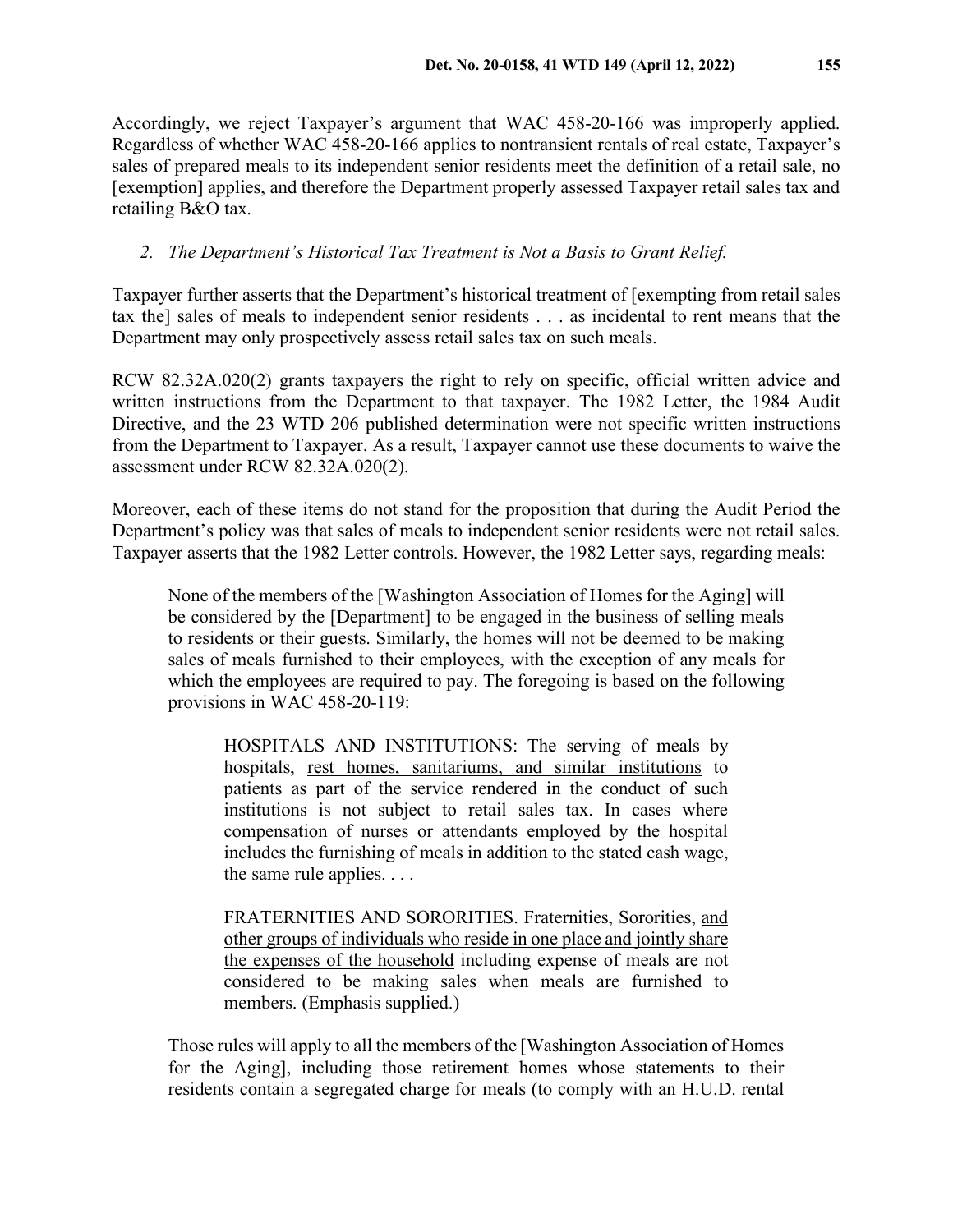Accordingly, we reject Taxpayer's argument that WAC 458-20-166 was improperly applied. Regardless of whether WAC 458-20-166 applies to nontransient rentals of real estate, Taxpayer's sales of prepared meals to its independent senior residents meet the definition of a retail sale, no [exemption] applies, and therefore the Department properly assessed Taxpayer retail sales tax and retailing B&O tax.

*2. The Department's Historical Tax Treatment is Not a Basis to Grant Relief.*

Taxpayer further asserts that the Department's historical treatment of [exempting from retail sales tax the] sales of meals to independent senior residents . . . as incidental to rent means that the Department may only prospectively assess retail sales tax on such meals.

RCW 82.32A.020(2) grants taxpayers the right to rely on specific, official written advice and written instructions from the Department to that taxpayer. The 1982 Letter, the 1984 Audit Directive, and the 23 WTD 206 published determination were not specific written instructions from the Department to Taxpayer. As a result, Taxpayer cannot use these documents to waive the assessment under RCW 82.32A.020(2).

Moreover, each of these items do not stand for the proposition that during the Audit Period the Department's policy was that sales of meals to independent senior residents were not retail sales. Taxpayer asserts that the 1982 Letter controls. However, the 1982 Letter says, regarding meals:

> None of the members of the [Washington Association of Homes for the Aging] will be considered by the [Department] to be engaged in the business of selling meals to residents or their guests. Similarly, the homes will not be deemed to be making sales of meals furnished to their employees, with the exception of any meals for which the employees are required to pay. The foregoing is based on the following provisions in WAC 458-20-119:
>
> > HOSPITALS AND INSTITUTIONS: The serving of meals by hospitals, <u>rest homes, sanitariums, and similar institutions</u> to patients as part of the service rendered in the conduct of such institutions is not subject to retail sales tax. In cases where compensation of nurses or attendants employed by the hospital includes the furnishing of meals in addition to the stated cash wage, the same rule applies. . . .
> >
> > FRATERNITIES AND SORORITIES. Fraternities, Sororities, <u>and other groups of individuals who reside in one place and jointly share the expenses of the household</u> including expense of meals are not considered to be making sales when meals are furnished to members. (Emphasis supplied.)
>
> Those rules will apply to all the members of the [Washington Association of Homes for the Aging], including those retirement homes whose statements to their residents contain a segregated charge for meals (to comply with an H.U.D. rental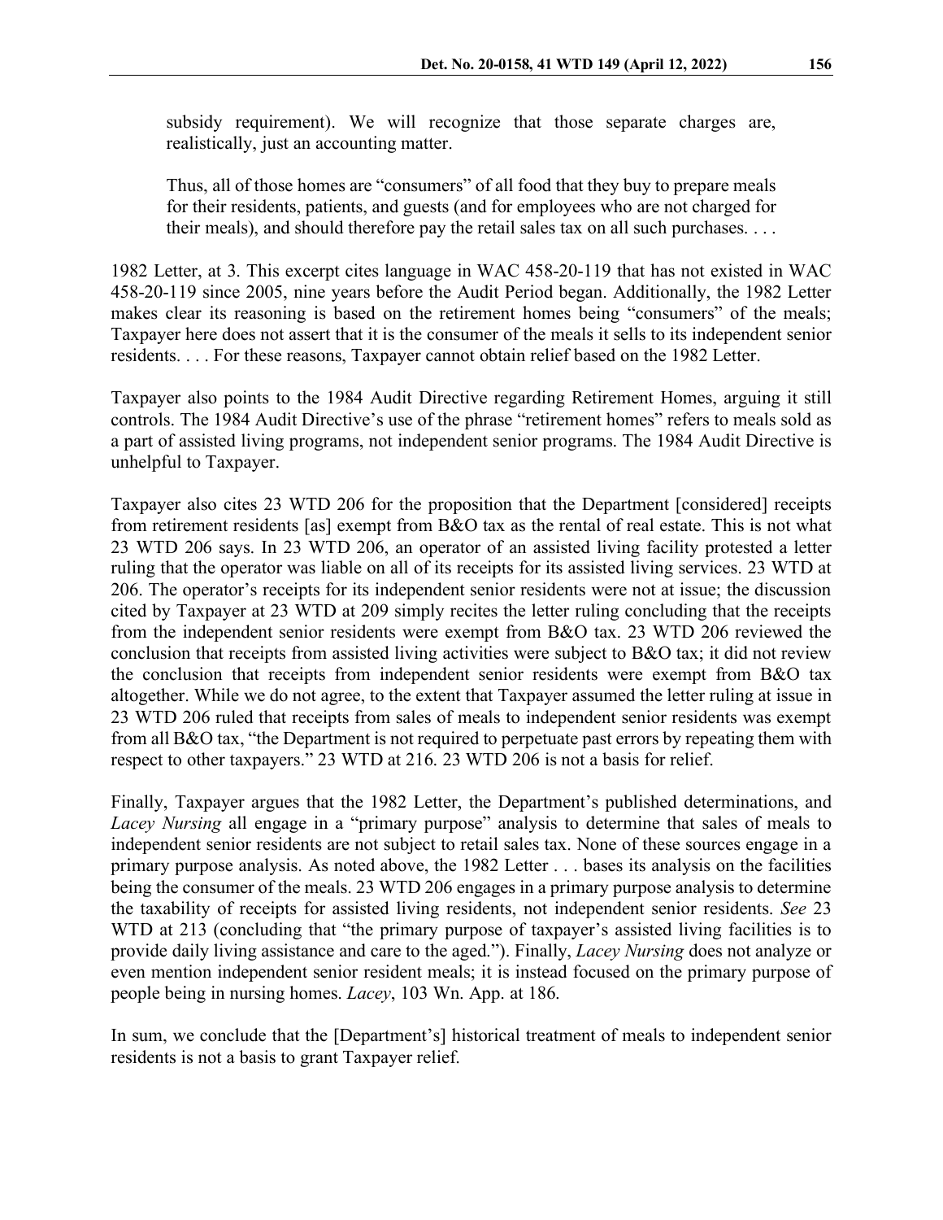> subsidy requirement). We will recognize that those separate charges are, realistically, just an accounting matter.
>
> Thus, all of those homes are "consumers" of all food that they buy to prepare meals for their residents, patients, and guests (and for employees who are not charged for their meals), and should therefore pay the retail sales tax on all such purchases. . . .

1982 Letter, at 3. This excerpt cites language in WAC 458-20-119 that has not existed in WAC 458-20-119 since 2005, nine years before the Audit Period began. Additionally, the 1982 Letter makes clear its reasoning is based on the retirement homes being "consumers" of the meals; Taxpayer here does not assert that it is the consumer of the meals it sells to its independent senior residents. . . . For these reasons, Taxpayer cannot obtain relief based on the 1982 Letter.

Taxpayer also points to the 1984 Audit Directive regarding Retirement Homes, arguing it still controls. The 1984 Audit Directive's use of the phrase "retirement homes" refers to meals sold as a part of assisted living programs, not independent senior programs. The 1984 Audit Directive is unhelpful to Taxpayer.

Taxpayer also cites 23 WTD 206 for the proposition that the Department [considered] receipts from retirement residents [as] exempt from B&O tax as the rental of real estate. This is not what 23 WTD 206 says. In 23 WTD 206, an operator of an assisted living facility protested a letter ruling that the operator was liable on all of its receipts for its assisted living services. 23 WTD at 206. The operator's receipts for its independent senior residents were not at issue; the discussion cited by Taxpayer at 23 WTD at 209 simply recites the letter ruling concluding that the receipts from the independent senior residents were exempt from B&O tax. 23 WTD 206 reviewed the conclusion that receipts from assisted living activities were subject to B&O tax; it did not review the conclusion that receipts from independent senior residents were exempt from B&O tax altogether. While we do not agree, to the extent that Taxpayer assumed the letter ruling at issue in 23 WTD 206 ruled that receipts from sales of meals to independent senior residents was exempt from all B&O tax, "the Department is not required to perpetuate past errors by repeating them with respect to other taxpayers." 23 WTD at 216. 23 WTD 206 is not a basis for relief.

Finally, Taxpayer argues that the 1982 Letter, the Department's published determinations, and *Lacey Nursing* all engage in a "primary purpose" analysis to determine that sales of meals to independent senior residents are not subject to retail sales tax. None of these sources engage in a primary purpose analysis. As noted above, the 1982 Letter . . . bases its analysis on the facilities being the consumer of the meals. 23 WTD 206 engages in a primary purpose analysis to determine the taxability of receipts for assisted living residents, not independent senior residents. *See* 23 WTD at 213 (concluding that "the primary purpose of taxpayer's assisted living facilities is to provide daily living assistance and care to the aged."). Finally, *Lacey Nursing* does not analyze or even mention independent senior resident meals; it is instead focused on the primary purpose of people being in nursing homes. *Lacey*, 103 Wn. App. at 186.

In sum, we conclude that the [Department's] historical treatment of meals to independent senior residents is not a basis to grant Taxpayer relief.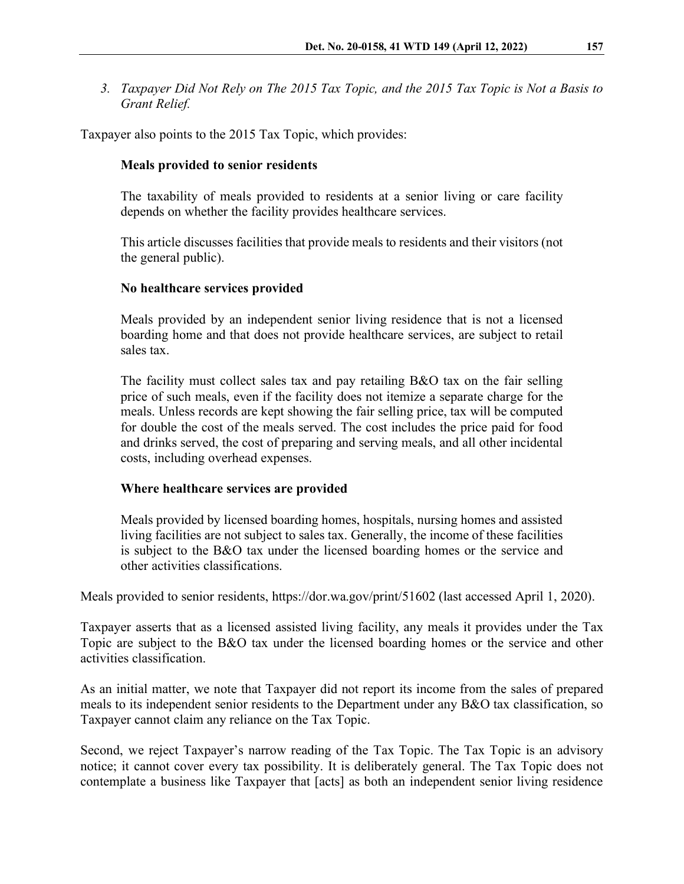*3. Taxpayer Did Not Rely on The 2015 Tax Topic, and the 2015 Tax Topic is Not a Basis to Grant Relief.*

Taxpayer also points to the 2015 Tax Topic, which provides:

> **Meals provided to senior residents**
>
> The taxability of meals provided to residents at a senior living or care facility depends on whether the facility provides healthcare services.
>
> This article discusses facilities that provide meals to residents and their visitors (not the general public).
>
> **No healthcare services provided**
>
> Meals provided by an independent senior living residence that is not a licensed boarding home and that does not provide healthcare services, are subject to retail sales tax.
>
> The facility must collect sales tax and pay retailing B&O tax on the fair selling price of such meals, even if the facility does not itemize a separate charge for the meals. Unless records are kept showing the fair selling price, tax will be computed for double the cost of the meals served. The cost includes the price paid for food and drinks served, the cost of preparing and serving meals, and all other incidental costs, including overhead expenses.
>
> **Where healthcare services are provided**
>
> Meals provided by licensed boarding homes, hospitals, nursing homes and assisted living facilities are not subject to sales tax. Generally, the income of these facilities is subject to the B&O tax under the licensed boarding homes or the service and other activities classifications.

Meals provided to senior residents, https://dor.wa.gov/print/51602 (last accessed April 1, 2020).

Taxpayer asserts that as a licensed assisted living facility, any meals it provides under the Tax Topic are subject to the B&O tax under the licensed boarding homes or the service and other activities classification.

As an initial matter, we note that Taxpayer did not report its income from the sales of prepared meals to its independent senior residents to the Department under any B&O tax classification, so Taxpayer cannot claim any reliance on the Tax Topic.

Second, we reject Taxpayer's narrow reading of the Tax Topic. The Tax Topic is an advisory notice; it cannot cover every tax possibility. It is deliberately general. The Tax Topic does not contemplate a business like Taxpayer that [acts] as both an independent senior living residence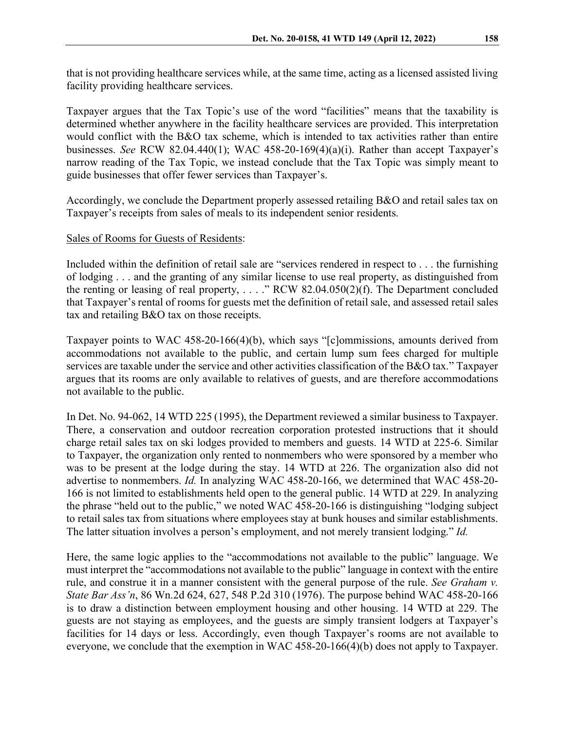that is not providing healthcare services while, at the same time, acting as a licensed assisted living facility providing healthcare services.

Taxpayer argues that the Tax Topic's use of the word "facilities" means that the taxability is determined whether anywhere in the facility healthcare services are provided. This interpretation would conflict with the B&O tax scheme, which is intended to tax activities rather than entire businesses. *See* RCW 82.04.440(1); WAC 458-20-169(4)(a)(i). Rather than accept Taxpayer's narrow reading of the Tax Topic, we instead conclude that the Tax Topic was simply meant to guide businesses that offer fewer services than Taxpayer's.

Accordingly, we conclude the Department properly assessed retailing B&O and retail sales tax on Taxpayer's receipts from sales of meals to its independent senior residents.

Sales of Rooms for Guests of Residents:

Included within the definition of retail sale are "services rendered in respect to . . . the furnishing of lodging . . . and the granting of any similar license to use real property, as distinguished from the renting or leasing of real property, . . . ." RCW 82.04.050(2)(f). The Department concluded that Taxpayer's rental of rooms for guests met the definition of retail sale, and assessed retail sales tax and retailing B&O tax on those receipts.

Taxpayer points to WAC 458-20-166(4)(b), which says "[c]ommissions, amounts derived from accommodations not available to the public, and certain lump sum fees charged for multiple services are taxable under the service and other activities classification of the B&O tax." Taxpayer argues that its rooms are only available to relatives of guests, and are therefore accommodations not available to the public.

In Det. No. 94-062, 14 WTD 225 (1995), the Department reviewed a similar business to Taxpayer. There, a conservation and outdoor recreation corporation protested instructions that it should charge retail sales tax on ski lodges provided to members and guests. 14 WTD at 225-6. Similar to Taxpayer, the organization only rented to nonmembers who were sponsored by a member who was to be present at the lodge during the stay. 14 WTD at 226. The organization also did not advertise to nonmembers. *Id.* In analyzing WAC 458-20-166, we determined that WAC 458-20-166 is not limited to establishments held open to the general public. 14 WTD at 229. In analyzing the phrase "held out to the public," we noted WAC 458-20-166 is distinguishing "lodging subject to retail sales tax from situations where employees stay at bunk houses and similar establishments. The latter situation involves a person's employment, and not merely transient lodging." *Id.*

Here, the same logic applies to the "accommodations not available to the public" language. We must interpret the "accommodations not available to the public" language in context with the entire rule, and construe it in a manner consistent with the general purpose of the rule. *See Graham v. State Bar Ass'n*, 86 Wn.2d 624, 627, 548 P.2d 310 (1976). The purpose behind WAC 458-20-166 is to draw a distinction between employment housing and other housing. 14 WTD at 229. The guests are not staying as employees, and the guests are simply transient lodgers at Taxpayer's facilities for 14 days or less. Accordingly, even though Taxpayer's rooms are not available to everyone, we conclude that the exemption in WAC 458-20-166(4)(b) does not apply to Taxpayer.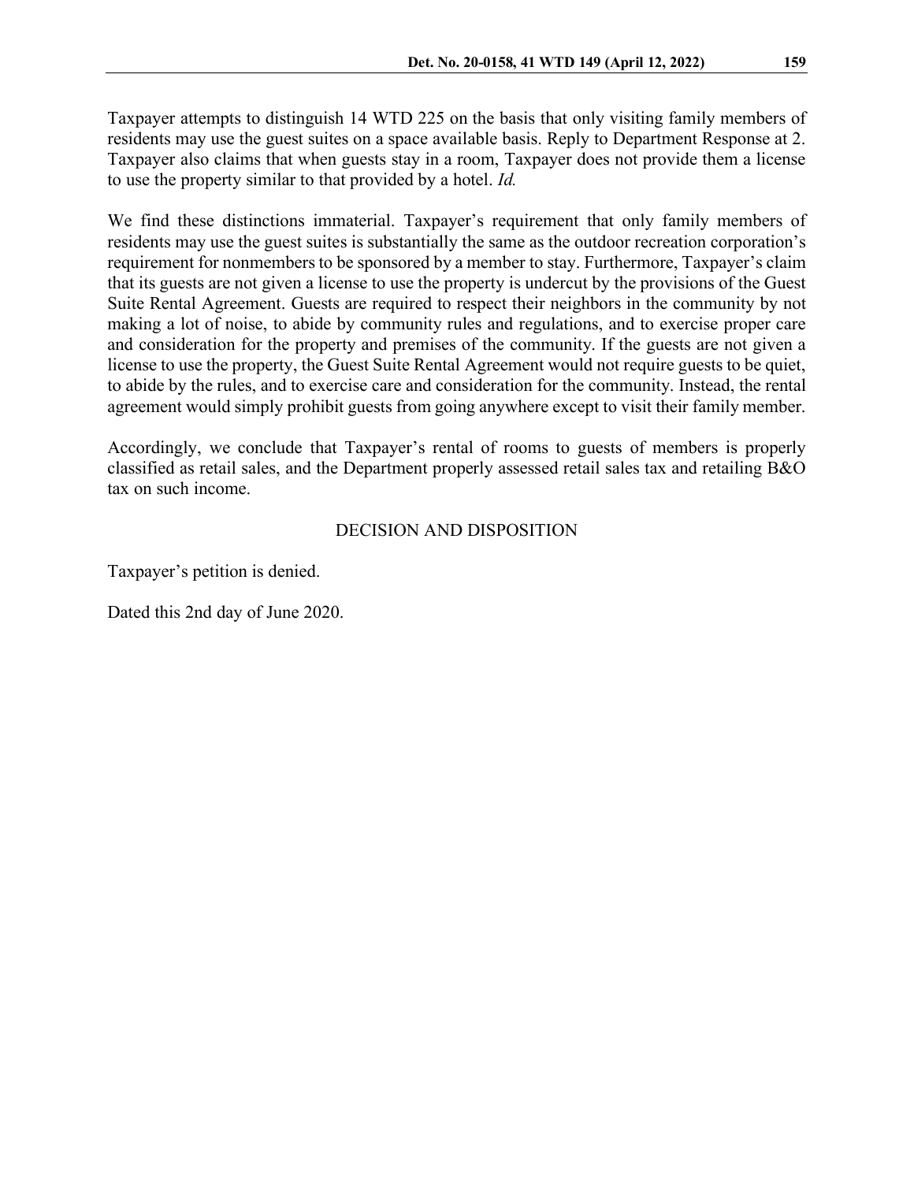Taxpayer attempts to distinguish 14 WTD 225 on the basis that only visiting family members of residents may use the guest suites on a space available basis. Reply to Department Response at 2. Taxpayer also claims that when guests stay in a room, Taxpayer does not provide them a license to use the property similar to that provided by a hotel. *Id.*

We find these distinctions immaterial. Taxpayer's requirement that only family members of residents may use the guest suites is substantially the same as the outdoor recreation corporation's requirement for nonmembers to be sponsored by a member to stay. Furthermore, Taxpayer's claim that its guests are not given a license to use the property is undercut by the provisions of the Guest Suite Rental Agreement. Guests are required to respect their neighbors in the community by not making a lot of noise, to abide by community rules and regulations, and to exercise proper care and consideration for the property and premises of the community. If the guests are not given a license to use the property, the Guest Suite Rental Agreement would not require guests to be quiet, to abide by the rules, and to exercise care and consideration for the community. Instead, the rental agreement would simply prohibit guests from going anywhere except to visit their family member.

Accordingly, we conclude that Taxpayer's rental of rooms to guests of members is properly classified as retail sales, and the Department properly assessed retail sales tax and retailing B&O tax on such income.

## DECISION AND DISPOSITION

Taxpayer's petition is denied.

Dated this 2nd day of June 2020.